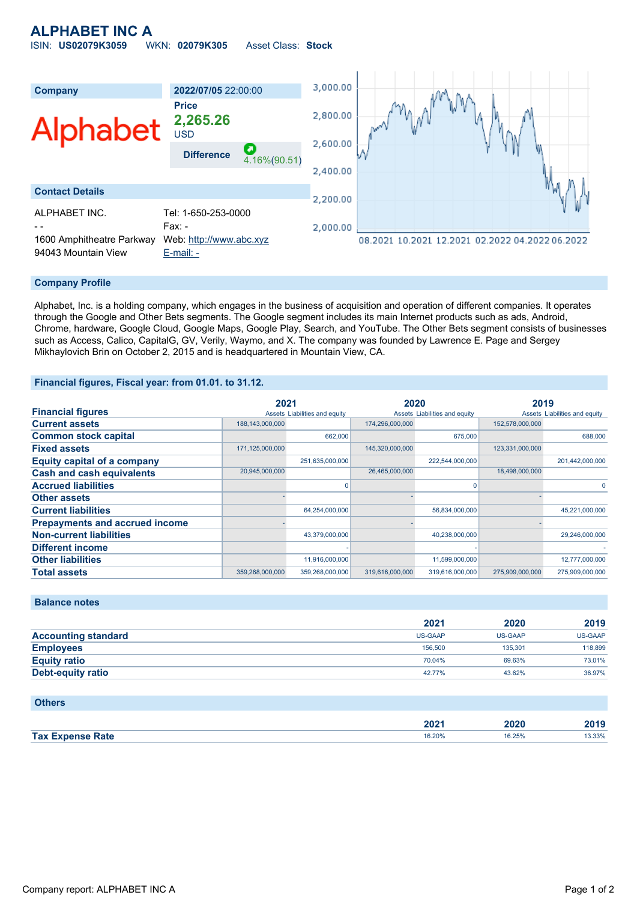# ALPHABET INC A

ISIN: **US02079K3059** WKN: **02079K305** Asset Class: **Stock**

| Company | 2022/07/05 22:00:00 |
|---|---|
| Alphabet | **Price** 2,265.26 USD |
| | **Difference** 4.16%(90.51) |

## Contact Details

| | |
|---|---|
| ALPHABET INC. | Tel: 1-650-253-0000 |
| - - | Fax: - |
| 1600 Amphitheatre Parkway | Web: http://www.abc.xyz |
| 94043 Mountain View | E-mail: - |

## Company Profile

Alphabet, Inc. is a holding company, which engages in the business of acquisition and operation of different companies. It operates through the Google and Other Bets segments. The Google segment includes its main Internet products such as ads, Android, Chrome, hardware, Google Cloud, Google Maps, Google Play, Search, and YouTube. The Other Bets segment consists of businesses such as Access, Calico, CapitalG, GV, Verily, Waymo, and X. The company was founded by Lawrence E. Page and Sergey Mikhaylovich Brin on October 2, 2015 and is headquartered in Mountain View, CA.

## Financial figures, Fiscal year: from 01.01. to 31.12.

| Financial figures | 2021 | | 2020 | | 2019 | |
|---|---|---|---|---|---|---|
| | Assets | Liabilities and equity | Assets | Liabilities and equity | Assets | Liabilities and equity |
| **Current assets** | 188,143,000,000 | | 174,296,000,000 | | 152,578,000,000 | |
| **Common stock capital** | | 662,000 | | 675,000 | | 688,000 |
| **Fixed assets** | 171,125,000,000 | | 145,320,000,000 | | 123,331,000,000 | |
| **Equity capital of a company** | | 251,635,000,000 | | 222,544,000,000 | | 201,442,000,000 |
| **Cash and cash equivalents** | 20,945,000,000 | | 26,465,000,000 | | 18,498,000,000 | |
| **Accrued liabilities** | | 0 | | 0 | | 0 |
| **Other assets** | - | | - | | - | |
| **Current liabilities** | | 64,254,000,000 | | 56,834,000,000 | | 45,221,000,000 |
| **Prepayments and accrued income** | - | | - | | - | |
| **Non-current liabilities** | | 43,379,000,000 | | 40,238,000,000 | | 29,246,000,000 |
| **Different income** | | - | | - | | - |
| **Other liabilities** | | 11,916,000,000 | | 11,599,000,000 | | 12,777,000,000 |
| **Total assets** | 359,268,000,000 | 359,268,000,000 | 319,616,000,000 | 319,616,000,000 | 275,909,000,000 | 275,909,000,000 |

## Balance notes

| | 2021 | 2020 | 2019 |
|---|---|---|---|
| **Accounting standard** | US-GAAP | US-GAAP | US-GAAP |
| **Employees** | 156,500 | 135,301 | 118,899 |
| **Equity ratio** | 70.04% | 69.63% | 73.01% |
| **Debt-equity ratio** | 42.77% | 43.62% | 36.97% |

## Others

| | 2021 | 2020 | 2019 |
|---|---|---|---|
| **Tax Expense Rate** | 16.20% | 16.25% | 13.33% |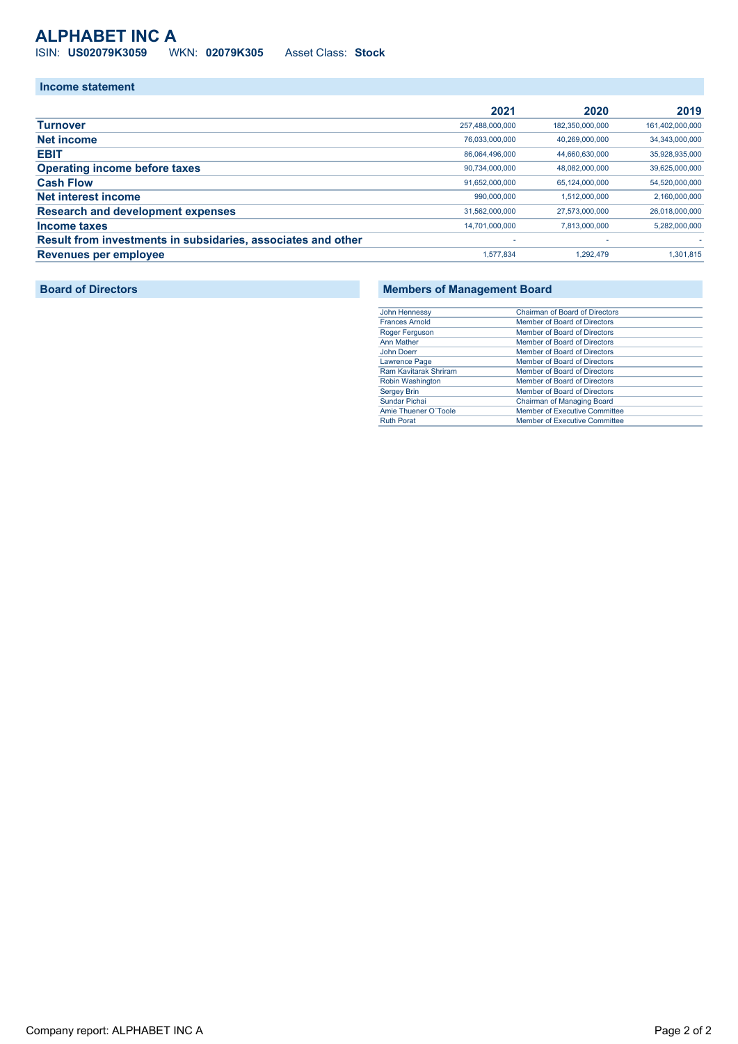# ALPHABET INC A

ISIN: **US02079K3059** WKN: **02079K305** Asset Class: **Stock**

## Income statement

| | 2021 | 2020 | 2019 |
|---|---|---|---|
| **Turnover** | 257,488,000,000 | 182,350,000,000 | 161,402,000,000 |
| **Net income** | 76,033,000,000 | 40,269,000,000 | 34,343,000,000 |
| **EBIT** | 86,064,496,000 | 44,660,630,000 | 35,928,935,000 |
| **Operating income before taxes** | 90,734,000,000 | 48,082,000,000 | 39,625,000,000 |
| **Cash Flow** | 91,652,000,000 | 65,124,000,000 | 54,520,000,000 |
| **Net interest income** | 990,000,000 | 1,512,000,000 | 2,160,000,000 |
| **Research and development expenses** | 31,562,000,000 | 27,573,000,000 | 26,018,000,000 |
| **Income taxes** | 14,701,000,000 | 7,813,000,000 | 5,282,000,000 |
| **Result from investments in subsidaries, associates and other** | - | - | - |
| **Revenues per employee** | 1,577,834 | 1,292,479 | 1,301,815 |

## Board of Directors

## Members of Management Board

| | |
|---|---|
| John Hennessy | Chairman of Board of Directors |
| Frances Arnold | Member of Board of Directors |
| Roger Ferguson | Member of Board of Directors |
| Ann Mather | Member of Board of Directors |
| John Doerr | Member of Board of Directors |
| Lawrence Page | Member of Board of Directors |
| Ram Kavitarak Shriram | Member of Board of Directors |
| Robin Washington | Member of Board of Directors |
| Sergey Brin | Member of Board of Directors |
| Sundar Pichai | Chairman of Managing Board |
| Amie Thuener O´Toole | Member of Executive Committee |
| Ruth Porat | Member of Executive Committee |